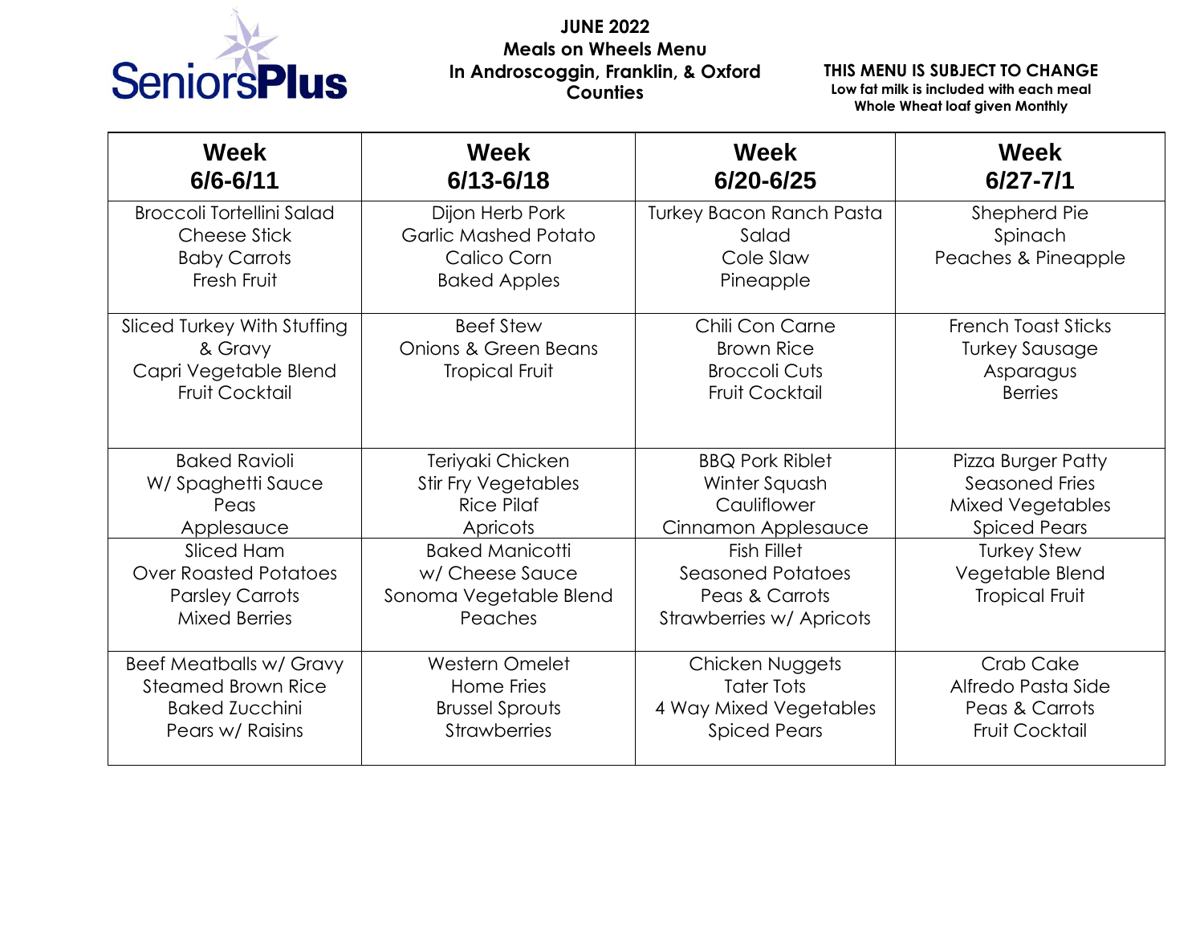SeniorsPlus

# JUNE 2022
## Meals on Wheels Menu
## In Androscoggin, Franklin, & Oxford Counties

**THIS MENU IS SUBJECT TO CHANGE**
**Low fat milk is included with each meal**
**Whole Wheat loaf given Monthly**

| Week 6/6-6/11 | Week 6/13-6/18 | Week 6/20-6/25 | Week 6/27-7/1 |
|---|---|---|---|
| Broccoli Tortellini Salad<br>Cheese Stick<br>Baby Carrots<br>Fresh Fruit | Dijon Herb Pork<br>Garlic Mashed Potato<br>Calico Corn<br>Baked Apples | Turkey Bacon Ranch Pasta Salad<br>Cole Slaw<br>Pineapple | Shepherd Pie<br>Spinach<br>Peaches & Pineapple |
| Sliced Turkey With Stuffing & Gravy<br>Capri Vegetable Blend<br>Fruit Cocktail | Beef Stew<br>Onions & Green Beans<br>Tropical Fruit | Chili Con Carne<br>Brown Rice<br>Broccoli Cuts<br>Fruit Cocktail | French Toast Sticks<br>Turkey Sausage<br>Asparagus<br>Berries |
| Baked Ravioli<br>W/ Spaghetti Sauce<br>Peas<br>Applesauce | Teriyaki Chicken<br>Stir Fry Vegetables<br>Rice Pilaf<br>Apricots | BBQ Pork Riblet<br>Winter Squash<br>Cauliflower<br>Cinnamon Applesauce | Pizza Burger Patty<br>Seasoned Fries<br>Mixed Vegetables<br>Spiced Pears |
| Sliced Ham<br>Over Roasted Potatoes<br>Parsley Carrots<br>Mixed Berries | Baked Manicotti<br>w/ Cheese Sauce<br>Sonoma Vegetable Blend<br>Peaches | Fish Fillet<br>Seasoned Potatoes<br>Peas & Carrots<br>Strawberries w/ Apricots | Turkey Stew<br>Vegetable Blend<br>Tropical Fruit |
| Beef Meatballs w/ Gravy<br>Steamed Brown Rice<br>Baked Zucchini<br>Pears w/ Raisins | Western Omelet<br>Home Fries<br>Brussel Sprouts<br>Strawberries | Chicken Nuggets<br>Tater Tots<br>4 Way Mixed Vegetables<br>Spiced Pears | Crab Cake<br>Alfredo Pasta Side<br>Peas & Carrots<br>Fruit Cocktail |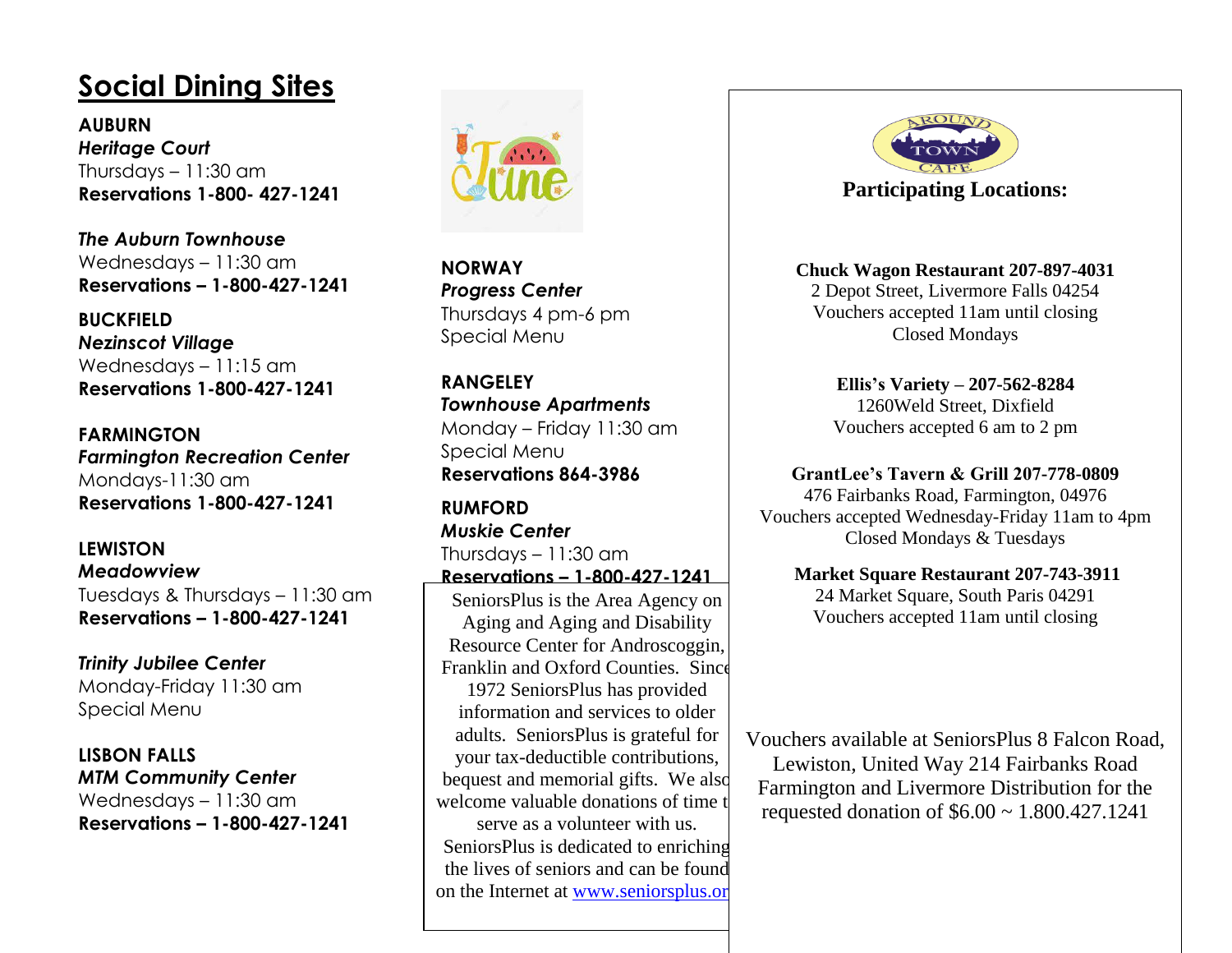# Social Dining Sites

**AUBURN**
***Heritage Court***
Thursdays – 11:30 am
**Reservations 1-800- 427-1241**

***The Auburn Townhouse***
Wednesdays – 11:30 am
**Reservations – 1-800-427-1241**

**BUCKFIELD**
***Nezinscot Village***
Wednesdays – 11:15 am
**Reservations 1-800-427-1241**

**FARMINGTON**
***Farmington Recreation Center***
Mondays-11:30 am
**Reservations 1-800-427-1241**

**LEWISTON**
***Meadowview***
Tuesdays & Thursdays – 11:30 am
**Reservations – 1-800-427-1241**

***Trinity Jubilee Center***
Monday-Friday 11:30 am
Special Menu

**LISBON FALLS**
***MTM Community Center***
Wednesdays – 11:30 am
**Reservations – 1-800-427-1241**

June

**NORWAY**
***Progress Center***
Thursdays 4 pm-6 pm
Special Menu

**RANGELEY**
***Townhouse Apartments***
Monday – Friday 11:30 am
Special Menu
**Reservations 864-3986**

**RUMFORD**
***Muskie Center***
Thursdays – 11:30 am
**Reservations – 1-800-427-1241**

SeniorsPlus is the Area Agency on Aging and Aging and Disability Resource Center for Androscoggin, Franklin and Oxford Counties. Since 1972 SeniorsPlus has provided information and services to older adults. SeniorsPlus is grateful for your tax-deductible contributions, bequest and memorial gifts. We also welcome valuable donations of time to serve as a volunteer with us. SeniorsPlus is dedicated to enriching the lives of seniors and can be found on the Internet at www.seniorsplus.or

AROUND TOWN CAFE

**Participating Locations:**

**Chuck Wagon Restaurant 207-897-4031**
2 Depot Street, Livermore Falls 04254
Vouchers accepted 11am until closing
Closed Mondays

**Ellis's Variety – 207-562-8284**
1260Weld Street, Dixfield
Vouchers accepted 6 am to 2 pm

**GrantLee's Tavern & Grill 207-778-0809**
476 Fairbanks Road, Farmington, 04976
Vouchers accepted Wednesday-Friday 11am to 4pm
Closed Mondays & Tuesdays

**Market Square Restaurant 207-743-3911**
24 Market Square, South Paris 04291
Vouchers accepted 11am until closing

Vouchers available at SeniorsPlus 8 Falcon Road, Lewiston, United Way 214 Fairbanks Road Farmington and Livermore Distribution for the requested donation of $6.00 ~ 1.800.427.1241